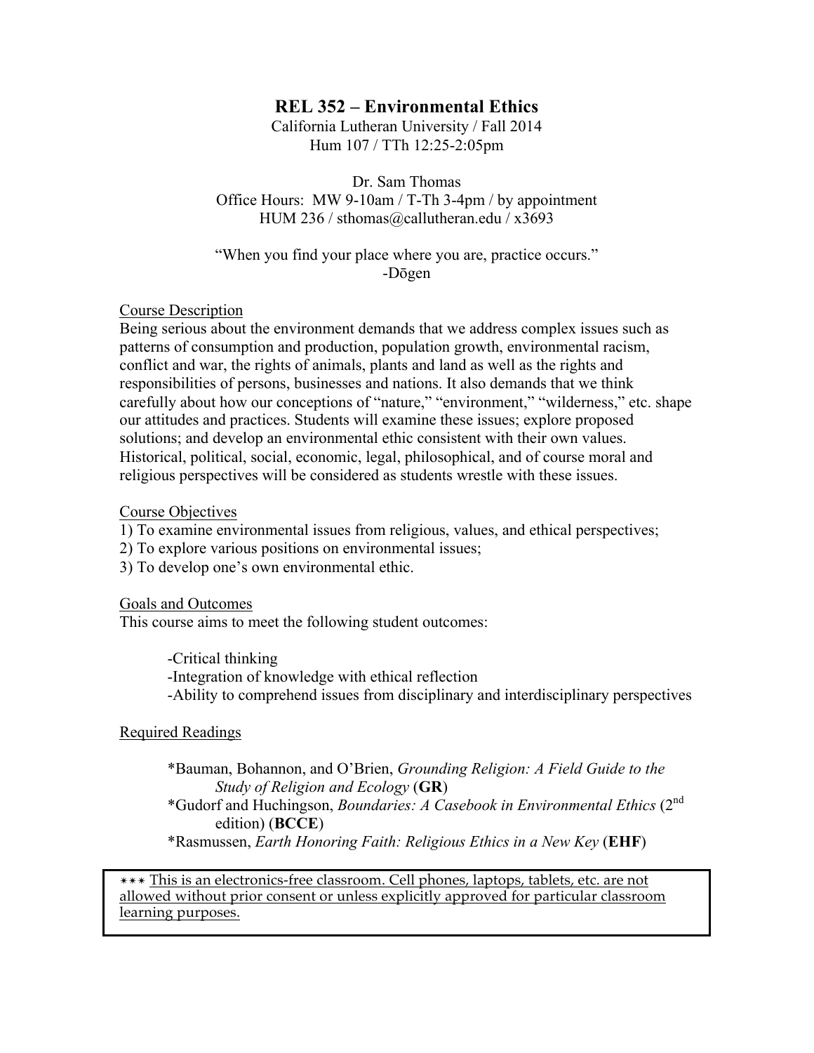# REL 352 – Environmental Ethics

California Lutheran University / Fall 2014
Hum 107 / TTh 12:25-2:05pm

Dr. Sam Thomas
Office Hours: MW 9-10am / T-Th 3-4pm / by appointment
HUM 236 / sthomas@callutheran.edu / x3693

"When you find your place where you are, practice occurs."
-Dōgen

## Course Description

Being serious about the environment demands that we address complex issues such as patterns of consumption and production, population growth, environmental racism, conflict and war, the rights of animals, plants and land as well as the rights and responsibilities of persons, businesses and nations. It also demands that we think carefully about how our conceptions of "nature," "environment," "wilderness," etc. shape our attitudes and practices. Students will examine these issues; explore proposed solutions; and develop an environmental ethic consistent with their own values. Historical, political, social, economic, legal, philosophical, and of course moral and religious perspectives will be considered as students wrestle with these issues.

## Course Objectives

1) To examine environmental issues from religious, values, and ethical perspectives;
2) To explore various positions on environmental issues;
3) To develop one's own environmental ethic.

## Goals and Outcomes

This course aims to meet the following student outcomes:

- Critical thinking
- Integration of knowledge with ethical reflection
- Ability to comprehend issues from disciplinary and interdisciplinary perspectives

## Required Readings

*Bauman, Bohannon, and O'Brien, *Grounding Religion: A Field Guide to the Study of Religion and Ecology* (**GR**)
*Gudorf and Huchingson, *Boundaries: A Casebook in Environmental Ethics* (2nd edition) (**BCCE**)
*Rasmussen, *Earth Honoring Faith: Religious Ethics in a New Key* (**EHF**)

∗∗∗ This is an electronics-free classroom. Cell phones, laptops, tablets, etc. are not allowed without prior consent or unless explicitly approved for particular classroom learning purposes.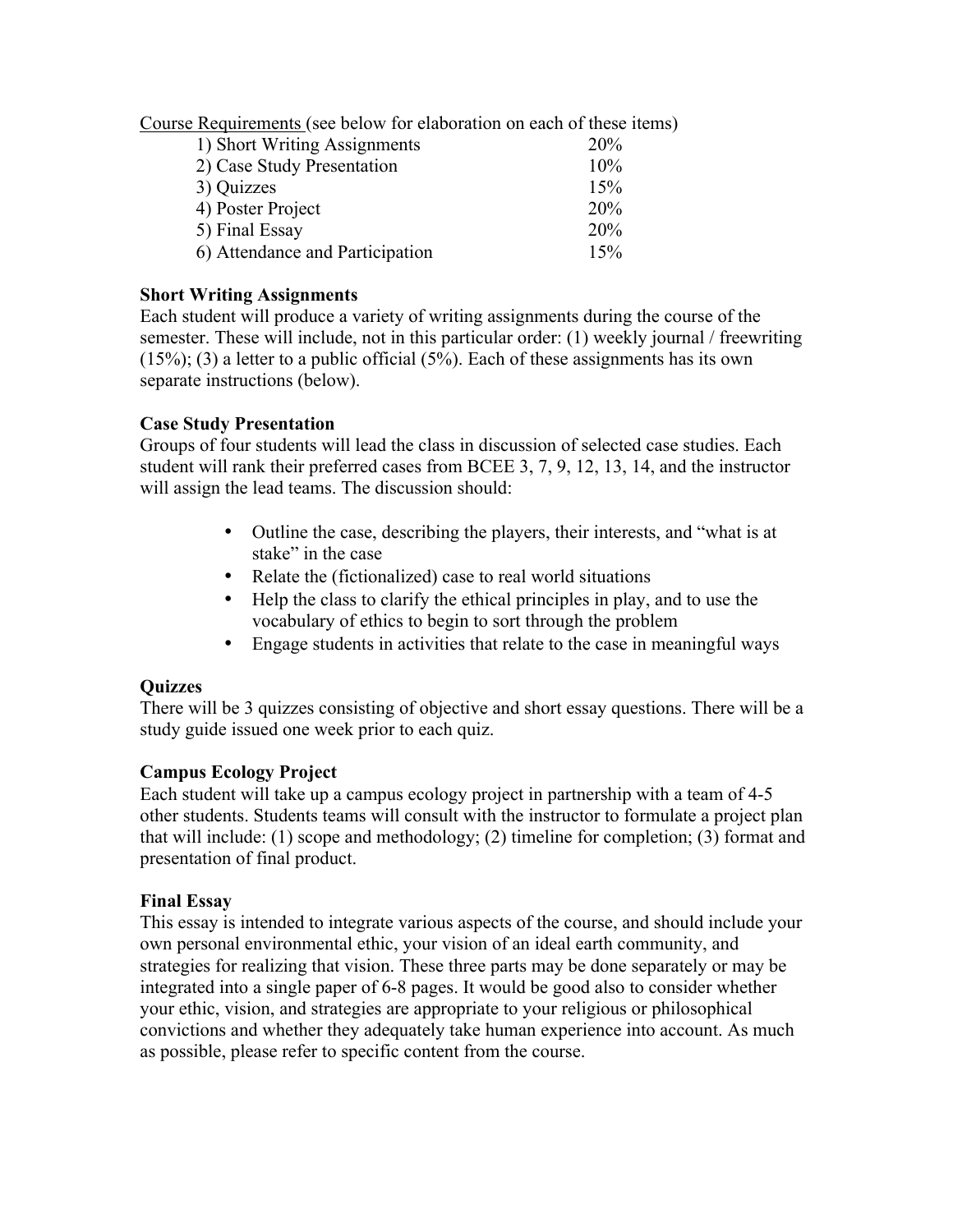Course Requirements (see below for elaboration on each of these items)

| | |
|---|---|
| 1) Short Writing Assignments | 20% |
| 2) Case Study Presentation | 10% |
| 3) Quizzes | 15% |
| 4) Poster Project | 20% |
| 5) Final Essay | 20% |
| 6) Attendance and Participation | 15% |

**Short Writing Assignments**

Each student will produce a variety of writing assignments during the course of the semester. These will include, not in this particular order: (1) weekly journal / freewriting (15%); (3) a letter to a public official (5%). Each of these assignments has its own separate instructions (below).

**Case Study Presentation**

Groups of four students will lead the class in discussion of selected case studies. Each student will rank their preferred cases from BCEE 3, 7, 9, 12, 13, 14, and the instructor will assign the lead teams. The discussion should:

- Outline the case, describing the players, their interests, and "what is at stake" in the case
- Relate the (fictionalized) case to real world situations
- Help the class to clarify the ethical principles in play, and to use the vocabulary of ethics to begin to sort through the problem
- Engage students in activities that relate to the case in meaningful ways

**Quizzes**

There will be 3 quizzes consisting of objective and short essay questions. There will be a study guide issued one week prior to each quiz.

**Campus Ecology Project**

Each student will take up a campus ecology project in partnership with a team of 4-5 other students. Students teams will consult with the instructor to formulate a project plan that will include: (1) scope and methodology; (2) timeline for completion; (3) format and presentation of final product.

**Final Essay**

This essay is intended to integrate various aspects of the course, and should include your own personal environmental ethic, your vision of an ideal earth community, and strategies for realizing that vision. These three parts may be done separately or may be integrated into a single paper of 6-8 pages. It would be good also to consider whether your ethic, vision, and strategies are appropriate to your religious or philosophical convictions and whether they adequately take human experience into account. As much as possible, please refer to specific content from the course.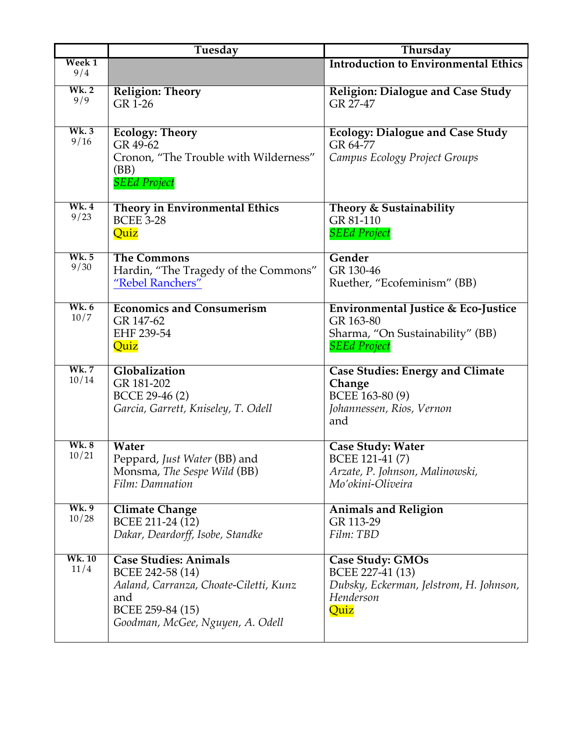| | Tuesday | Thursday |
|---|---|---|
| **Week 1** 9/4 | | **Introduction to Environmental Ethics** |
| **Wk. 2** 9/9 | **Religion: Theory**<br>GR 1-26 | **Religion: Dialogue and Case Study**<br>GR 27-47 |
| **Wk. 3** 9/16 | **Ecology: Theory**<br>GR 49-62<br>Cronon, "The Trouble with Wilderness" (BB)<br>*SEEd Project* | **Ecology: Dialogue and Case Study**<br>GR 64-77<br>*Campus Ecology Project Groups* |
| **Wk. 4** 9/23 | **Theory in Environmental Ethics**<br>BCEE 3-28<br>Quiz | **Theory & Sustainability**<br>GR 81-110<br>*SEEd Project* |
| **Wk. 5** 9/30 | **The Commons**<br>Hardin, "The Tragedy of the Commons"<br>"Rebel Ranchers" | **Gender**<br>GR 130-46<br>Ruether, "Ecofeminism" (BB) |
| **Wk. 6** 10/7 | **Economics and Consumerism**<br>GR 147-62<br>EHF 239-54<br>Quiz | **Environmental Justice & Eco-Justice**<br>GR 163-80<br>Sharma, "On Sustainability" (BB)<br>*SEEd Project* |
| **Wk. 7** 10/14 | **Globalization**<br>GR 181-202<br>BCCE 29-46 (2)<br>*Garcia, Garrett, Kniseley, T. Odell* | **Case Studies: Energy and Climate Change**<br>BCEE 163-80 (9)<br>*Johannessen, Rios, Vernon*<br>and |
| **Wk. 8** 10/21 | **Water**<br>Peppard, *Just Water* (BB) and Monsma, *The Sespe Wild* (BB)<br>*Film: Damnation* | **Case Study: Water**<br>BCEE 121-41 (7)<br>*Arzate, P. Johnson, Malinowski, Mo'okini-Oliveira* |
| **Wk. 9** 10/28 | **Climate Change**<br>BCEE 211-24 (12)<br>*Dakar, Deardorff, Isobe, Standke* | **Animals and Religion**<br>GR 113-29<br>*Film: TBD* |
| **Wk. 10** 11/4 | **Case Studies: Animals**<br>BCEE 242-58 (14)<br>*Aaland, Carranza, Choate-Ciletti, Kunz*<br>and<br>BCEE 259-84 (15)<br>*Goodman, McGee, Nguyen, A. Odell* | **Case Study: GMOs**<br>BCEE 227-41 (13)<br>*Dubsky, Eckerman, Jelstrom, H. Johnson, Henderson*<br>Quiz |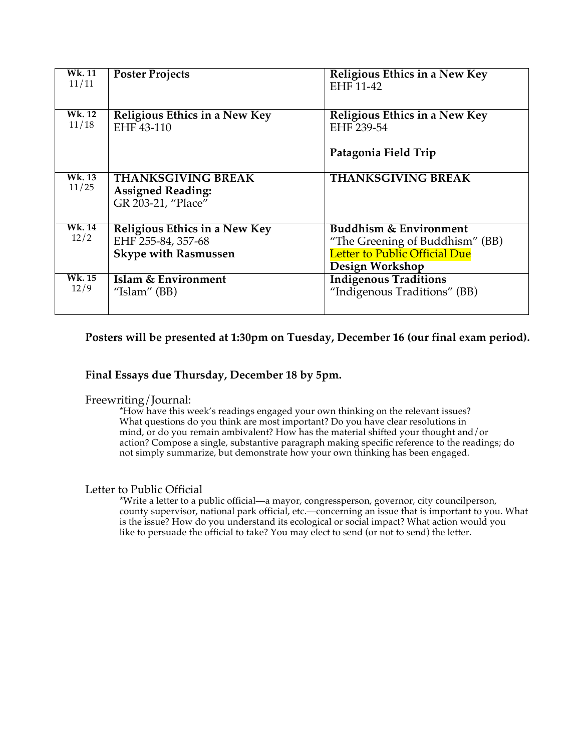| | | |
|---|---|---|
| **Wk. 11**<br>11/11 | **Poster Projects** | **Religious Ethics in a New Key**<br>EHF 11-42 |
| **Wk. 12**<br>11/18 | **Religious Ethics in a New Key**<br>EHF 43-110 | **Religious Ethics in a New Key**<br>EHF 239-54<br><br>**Patagonia Field Trip** |
| **Wk. 13**<br>11/25 | **THANKSGIVING BREAK**<br>**Assigned Reading:**<br>GR 203-21, "Place" | **THANKSGIVING BREAK** |
| **Wk. 14**<br>12/2 | **Religious Ethics in a New Key**<br>EHF 255-84, 357-68<br>**Skype with Rasmussen** | **Buddhism & Environment**<br>"The Greening of Buddhism" (BB)<br>Letter to Public Official Due<br>**Design Workshop** |
| **Wk. 15**<br>12/9 | **Islam & Environment**<br>"Islam" (BB) | **Indigenous Traditions**<br>"Indigenous Traditions" (BB) |

**Posters will be presented at 1:30pm on Tuesday, December 16 (our final exam period).**

**Final Essays due Thursday, December 18 by 5pm.**

Freewriting/Journal:

*How have this week's readings engaged your own thinking on the relevant issues? What questions do you think are most important? Do you have clear resolutions in mind, or do you remain ambivalent? How has the material shifted your thought and/or action? Compose a single, substantive paragraph making specific reference to the readings; do not simply summarize, but demonstrate how your own thinking has been engaged.

Letter to Public Official

*Write a letter to a public official—a mayor, congressperson, governor, city councilperson, county supervisor, national park official, etc.—concerning an issue that is important to you. What is the issue? How do you understand its ecological or social impact? What action would you like to persuade the official to take? You may elect to send (or not to send) the letter.